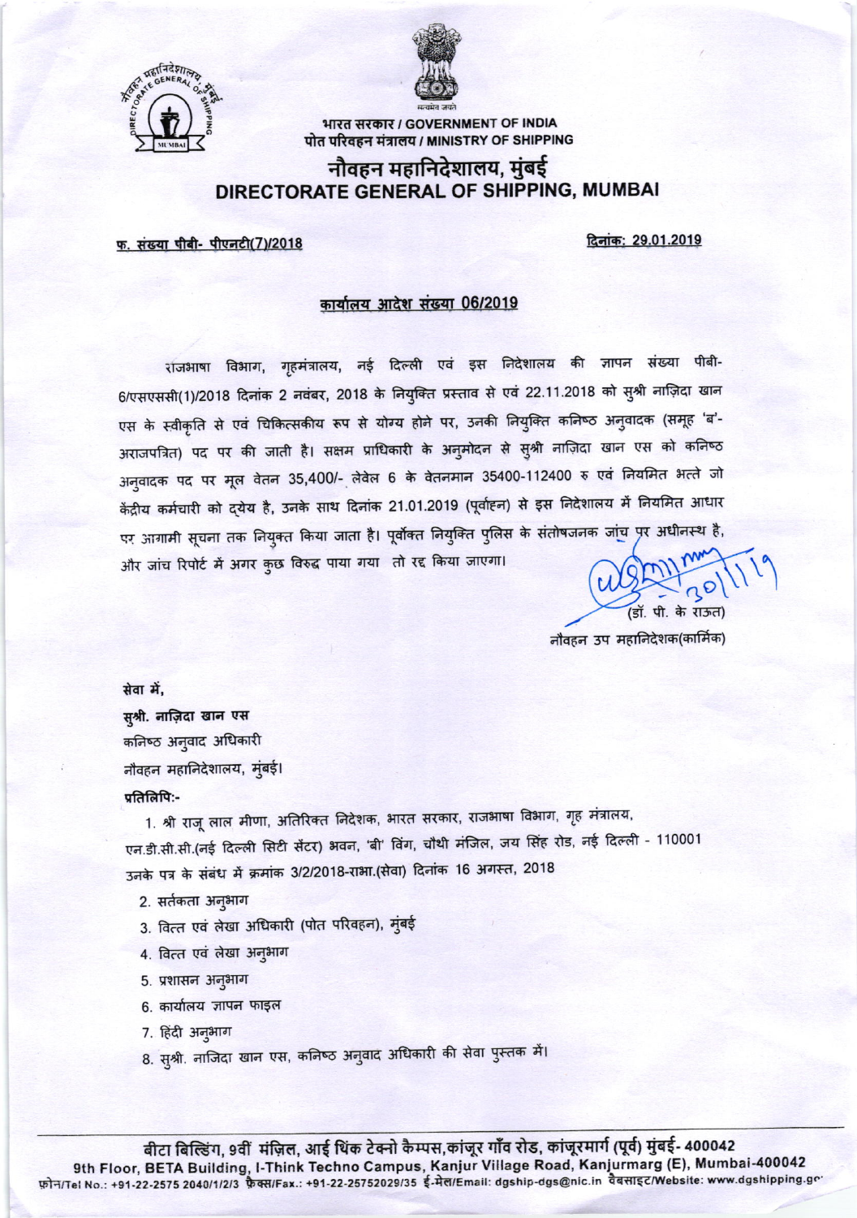भारत सरकार / GOVERNMENT OF INDIA
पोत परिवहन मंत्रालय / MINISTRY OF SHIPPING

# नौवहन महानिदेशालय, मुंबई
# DIRECTORATE GENERAL OF SHIPPING, MUMBAI

फ. संख्या पीबी- पीएनटी(7)/2018 दिनांक: 29.01.2019

## कार्यालय आदेश संख्या 06/2019

राजभाषा विभाग, गृहमंत्रालय, नई दिल्ली एवं इस निदेशालय की ज्ञापन संख्या पीबी-6/एसएससी(1)/2018 दिनांक 2 नवंबर, 2018 के नियुक्ति प्रस्ताव से एवं 22.11.2018 को सुश्री नाज़िदा खान एस के स्वीकृति से एवं चिकित्सकीय रूप से योग्य होने पर, उनकी नियुक्ति कनिष्ठ अनुवादक (समूह 'ब'- अराजपत्रित) पद पर की जाती है। सक्षम प्राधिकारी के अनुमोदन से सुश्री नाज़िदा खान एस को कनिष्ठ अनुवादक पद पर मूल वेतन 35,400/- लेवेल 6 के वेतनमान 35400-112400 रु एवं नियमित भत्ते जो केंद्रीय कर्मचारी को द्येय है, उनके साथ दिनांक 21.01.2019 (पूर्वाह्न) से इस निदेशालय में नियमित आधार पर आगामी सूचना तक नियुक्त किया जाता है। पूर्वोक्त नियुक्ति पुलिस के संतोषजनक जांच पर अधीनस्थ है, और जांच रिपोर्ट में अगर कुछ विरुद्ध पाया गया तो रद्द किया जाएगा।

30/1/19

(डॉ. पी. के राऊत)
नौवहन उप महानिदेशक(कार्मिक)

सेवा में,
**सुश्री. नाज़िदा खान एस**
कनिष्ठ अनुवाद अधिकारी
नौवहन महानिदेशालय, मुंबई।

**प्रतिलिपि:-**

1. श्री राजू लाल मीणा, अतिरिक्त निदेशक, भारत सरकार, राजभाषा विभाग, गृह मंत्रालय, एन.डी.सी.सी.(नई दिल्ली सिटी सेंटर) भवन, 'बी' विंग, चौथी मंजिल, जय सिंह रोड, नई दिल्ली - 110001 उनके पत्र के संबंध में क्रमांक 3/2/2018-राभा.(सेवा) दिनांक 16 अगस्त, 2018
2. सर्तकता अनुभाग
3. वित्त एवं लेखा अधिकारी (पोत परिवहन), मुंबई
4. वित्त एवं लेखा अनुभाग
5. प्रशासन अनुभाग
6. कार्यालय ज्ञापन फाइल
7. हिंदी अनुभाग
8. सुश्री. नाजिदा खान एस, कनिष्ठ अनुवाद अधिकारी की सेवा पुस्तक में।

बीटा बिल्डिंग, 9वीं मंज़िल, आई थिंक टेक्नो कैम्पस, कांजूर गाँव रोड, कांजूरमार्ग (पूर्व) मुंबई- 400042
9th Floor, BETA Building, I-Think Techno Campus, Kanjur Village Road, Kanjurmarg (E), Mumbai-400042
फ़ोन/Tel No.: +91-22-2575 2040/1/2/3 फ़ैक्स/Fax.: +91-22-25752029/35 ई-मेल/Email: dgship-dgs@nic.in वैबसाइट/Website: www.dgshipping.go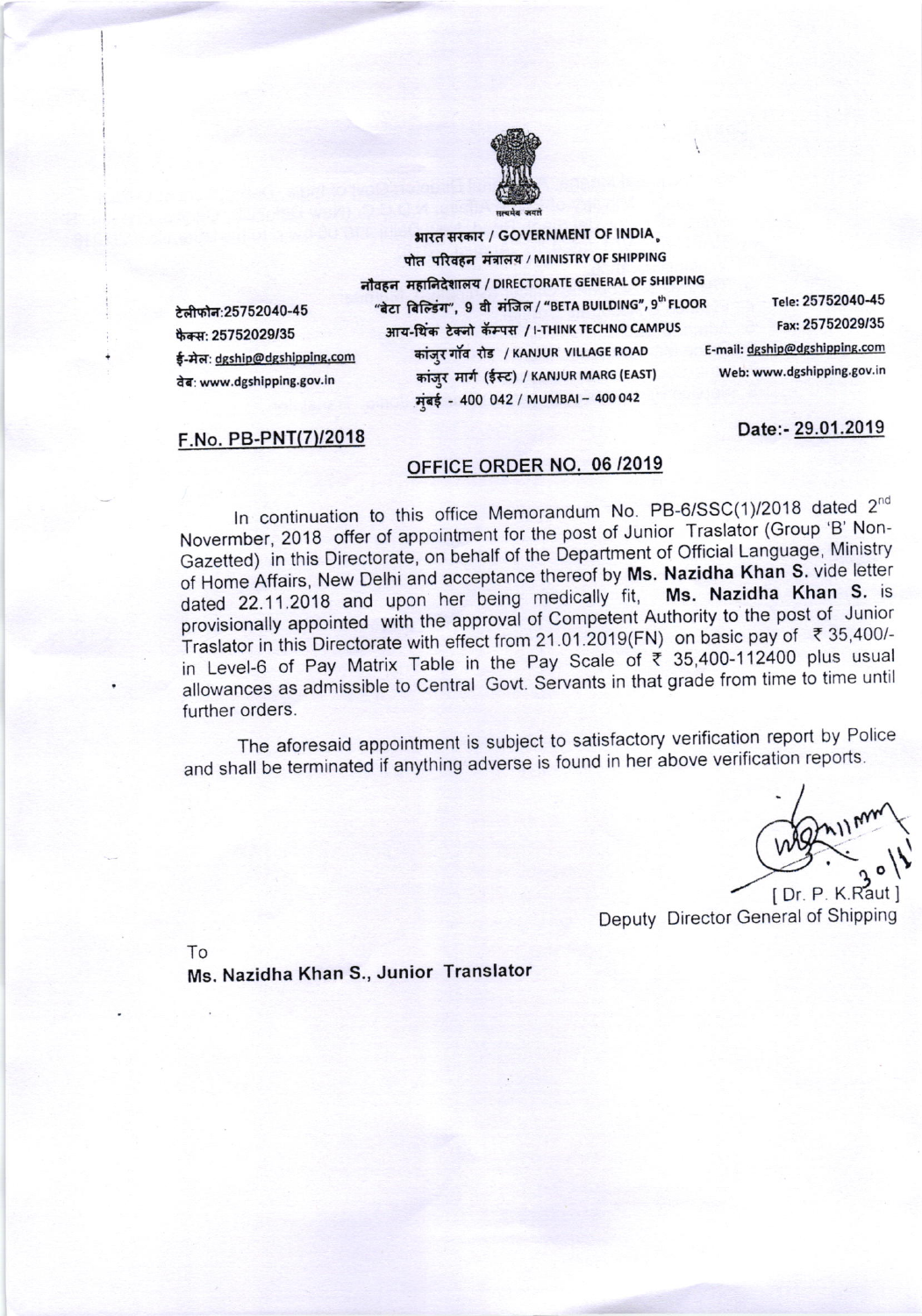सत्यमेव जयते

भारत सरकार / GOVERNMENT OF INDIA,
पोत परिवहन मंत्रालय / MINISTRY OF SHIPPING
नौवहन महानिदेशालय / DIRECTORATE GENERAL OF SHIPPING
"बेटा बिल्डिंग", 9 वी मंजिल / "BETA BUILDING", 9th FLOOR
आय-थिंक टेक्नो कॅम्पस / I-THINK TECHNO CAMPUS
कांजुर गॉव रोड / KANJUR VILLAGE ROAD
कांजुर मार्ग (ईस्ट) / KANJUR MARG (EAST)
मुंबई - 400 042 / MUMBAI – 400 042

टेलीफोन:25752040-45
फैक्स: 25752029/35
ई-मेल: dgship@dgshipping.com
वेब: www.dgshipping.gov.in

Tele: 25752040-45
Fax: 25752029/35
E-mail: dgship@dgshipping.com
Web: www.dgshipping.gov.in

F.No. PB-PNT(7)/2018

Date:- 29.01.2019

## OFFICE ORDER NO. 06 /2019

In continuation to this office Memorandum No. PB-6/SSC(1)/2018 dated 2nd Novermber, 2018 offer of appointment for the post of Junior Traslator (Group 'B' Non-Gazetted) in this Directorate, on behalf of the Department of Official Language, Ministry of Home Affairs, New Delhi and acceptance thereof by **Ms. Nazidha Khan S.** vide letter dated 22.11.2018 and upon her being medically fit, **Ms. Nazidha Khan S.** is provisionally appointed with the approval of Competent Authority to the post of Junior Traslator in this Directorate with effect from 21.01.2019(FN) on basic pay of ₹ 35,400/- in Level-6 of Pay Matrix Table in the Pay Scale of ₹ 35,400-112400 plus usual allowances as admissible to Central Govt. Servants in that grade from time to time until further orders.

The aforesaid appointment is subject to satisfactory verification report by Police and shall be terminated if anything adverse is found in her above verification reports.

30/1

[ Dr. P. K.Raut ]
Deputy Director General of Shipping

To
**Ms. Nazidha Khan S., Junior Translator**